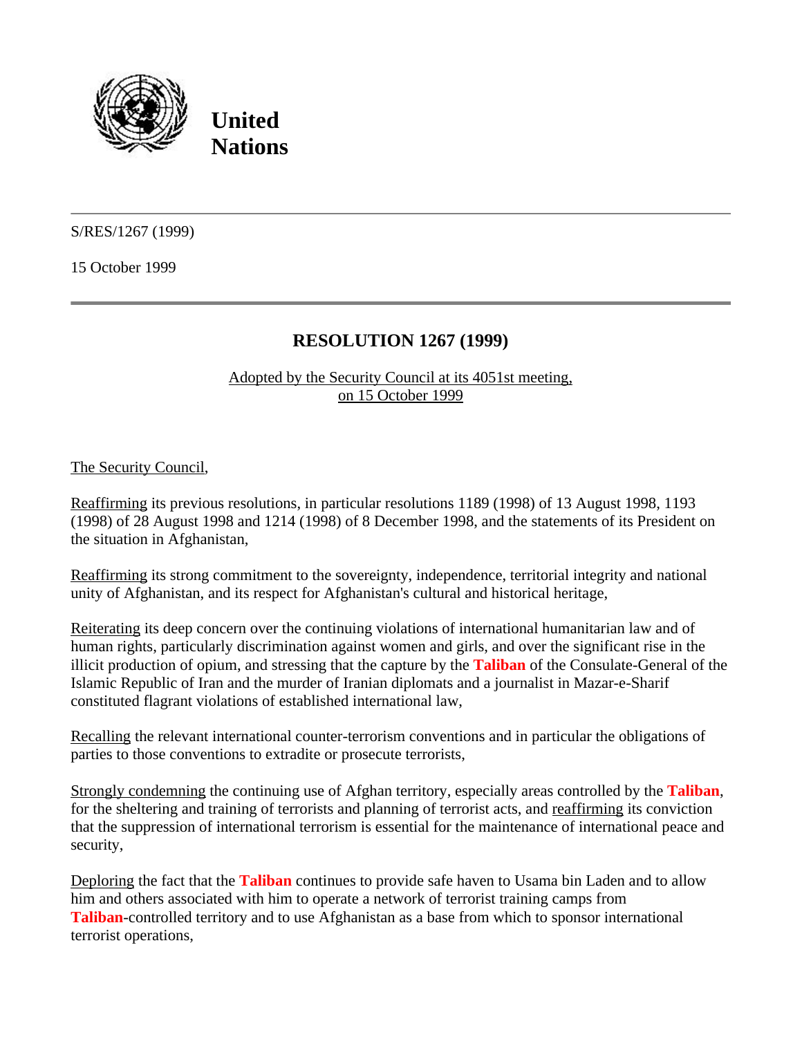**United Nations**

---

S/RES/1267 (1999)

15 October 1999

---

## RESOLUTION 1267 (1999)

Adopted by the Security Council at its 4051st meeting, on 15 October 1999

The Security Council,

Reaffirming its previous resolutions, in particular resolutions 1189 (1998) of 13 August 1998, 1193 (1998) of 28 August 1998 and 1214 (1998) of 8 December 1998, and the statements of its President on the situation in Afghanistan,

Reaffirming its strong commitment to the sovereignty, independence, territorial integrity and national unity of Afghanistan, and its respect for Afghanistan's cultural and historical heritage,

Reiterating its deep concern over the continuing violations of international humanitarian law and of human rights, particularly discrimination against women and girls, and over the significant rise in the illicit production of opium, and stressing that the capture by the **Taliban** of the Consulate-General of the Islamic Republic of Iran and the murder of Iranian diplomats and a journalist in Mazar-e-Sharif constituted flagrant violations of established international law,

Recalling the relevant international counter-terrorism conventions and in particular the obligations of parties to those conventions to extradite or prosecute terrorists,

Strongly condemning the continuing use of Afghan territory, especially areas controlled by the **Taliban**, for the sheltering and training of terrorists and planning of terrorist acts, and reaffirming its conviction that the suppression of international terrorism is essential for the maintenance of international peace and security,

Deploring the fact that the **Taliban** continues to provide safe haven to Usama bin Laden and to allow him and others associated with him to operate a network of terrorist training camps from **Taliban**-controlled territory and to use Afghanistan as a base from which to sponsor international terrorist operations,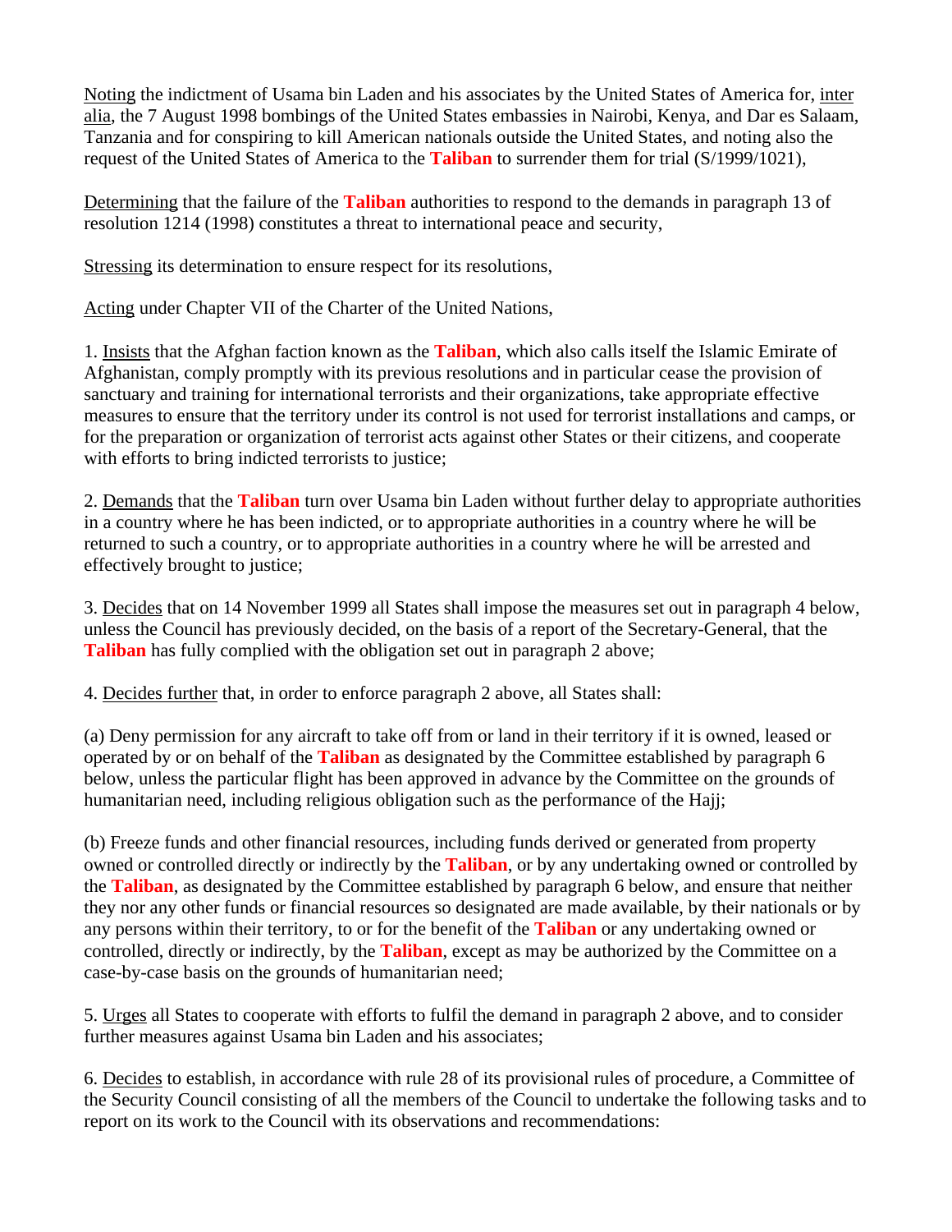Noting the indictment of Usama bin Laden and his associates by the United States of America for, inter alia, the 7 August 1998 bombings of the United States embassies in Nairobi, Kenya, and Dar es Salaam, Tanzania and for conspiring to kill American nationals outside the United States, and noting also the request of the United States of America to the **Taliban** to surrender them for trial (S/1999/1021),

Determining that the failure of the **Taliban** authorities to respond to the demands in paragraph 13 of resolution 1214 (1998) constitutes a threat to international peace and security,

Stressing its determination to ensure respect for its resolutions,

Acting under Chapter VII of the Charter of the United Nations,

1. Insists that the Afghan faction known as the **Taliban**, which also calls itself the Islamic Emirate of Afghanistan, comply promptly with its previous resolutions and in particular cease the provision of sanctuary and training for international terrorists and their organizations, take appropriate effective measures to ensure that the territory under its control is not used for terrorist installations and camps, or for the preparation or organization of terrorist acts against other States or their citizens, and cooperate with efforts to bring indicted terrorists to justice;

2. Demands that the **Taliban** turn over Usama bin Laden without further delay to appropriate authorities in a country where he has been indicted, or to appropriate authorities in a country where he will be returned to such a country, or to appropriate authorities in a country where he will be arrested and effectively brought to justice;

3. Decides that on 14 November 1999 all States shall impose the measures set out in paragraph 4 below, unless the Council has previously decided, on the basis of a report of the Secretary-General, that the **Taliban** has fully complied with the obligation set out in paragraph 2 above;

4. Decides further that, in order to enforce paragraph 2 above, all States shall:

(a) Deny permission for any aircraft to take off from or land in their territory if it is owned, leased or operated by or on behalf of the **Taliban** as designated by the Committee established by paragraph 6 below, unless the particular flight has been approved in advance by the Committee on the grounds of humanitarian need, including religious obligation such as the performance of the Hajj;

(b) Freeze funds and other financial resources, including funds derived or generated from property owned or controlled directly or indirectly by the **Taliban**, or by any undertaking owned or controlled by the **Taliban**, as designated by the Committee established by paragraph 6 below, and ensure that neither they nor any other funds or financial resources so designated are made available, by their nationals or by any persons within their territory, to or for the benefit of the **Taliban** or any undertaking owned or controlled, directly or indirectly, by the **Taliban**, except as may be authorized by the Committee on a case-by-case basis on the grounds of humanitarian need;

5. Urges all States to cooperate with efforts to fulfil the demand in paragraph 2 above, and to consider further measures against Usama bin Laden and his associates;

6. Decides to establish, in accordance with rule 28 of its provisional rules of procedure, a Committee of the Security Council consisting of all the members of the Council to undertake the following tasks and to report on its work to the Council with its observations and recommendations: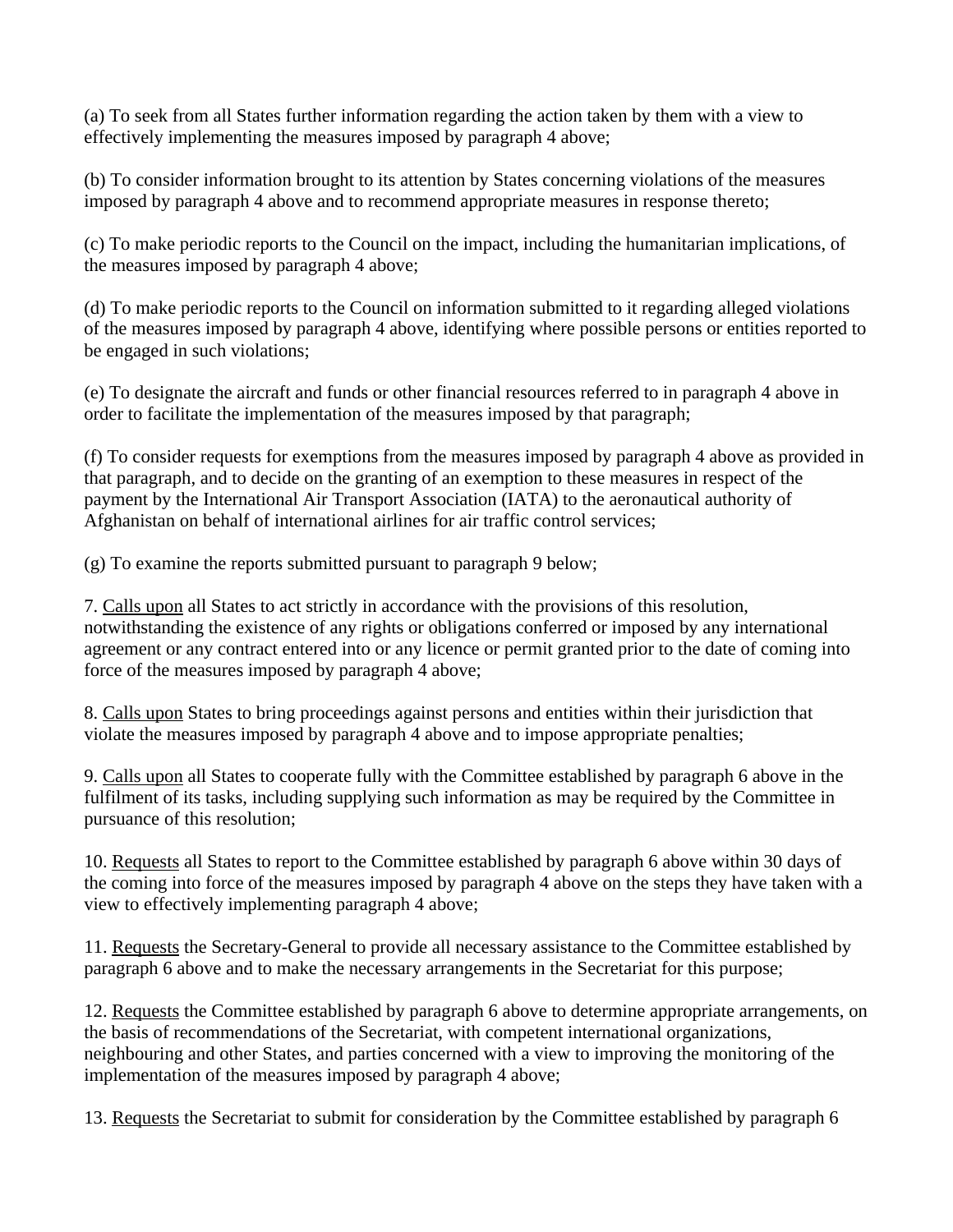(a) To seek from all States further information regarding the action taken by them with a view to effectively implementing the measures imposed by paragraph 4 above;

(b) To consider information brought to its attention by States concerning violations of the measures imposed by paragraph 4 above and to recommend appropriate measures in response thereto;

(c) To make periodic reports to the Council on the impact, including the humanitarian implications, of the measures imposed by paragraph 4 above;

(d) To make periodic reports to the Council on information submitted to it regarding alleged violations of the measures imposed by paragraph 4 above, identifying where possible persons or entities reported to be engaged in such violations;

(e) To designate the aircraft and funds or other financial resources referred to in paragraph 4 above in order to facilitate the implementation of the measures imposed by that paragraph;

(f) To consider requests for exemptions from the measures imposed by paragraph 4 above as provided in that paragraph, and to decide on the granting of an exemption to these measures in respect of the payment by the International Air Transport Association (IATA) to the aeronautical authority of Afghanistan on behalf of international airlines for air traffic control services;

(g) To examine the reports submitted pursuant to paragraph 9 below;

7. Calls upon all States to act strictly in accordance with the provisions of this resolution, notwithstanding the existence of any rights or obligations conferred or imposed by any international agreement or any contract entered into or any licence or permit granted prior to the date of coming into force of the measures imposed by paragraph 4 above;

8. Calls upon States to bring proceedings against persons and entities within their jurisdiction that violate the measures imposed by paragraph 4 above and to impose appropriate penalties;

9. Calls upon all States to cooperate fully with the Committee established by paragraph 6 above in the fulfilment of its tasks, including supplying such information as may be required by the Committee in pursuance of this resolution;

10. Requests all States to report to the Committee established by paragraph 6 above within 30 days of the coming into force of the measures imposed by paragraph 4 above on the steps they have taken with a view to effectively implementing paragraph 4 above;

11. Requests the Secretary-General to provide all necessary assistance to the Committee established by paragraph 6 above and to make the necessary arrangements in the Secretariat for this purpose;

12. Requests the Committee established by paragraph 6 above to determine appropriate arrangements, on the basis of recommendations of the Secretariat, with competent international organizations, neighbouring and other States, and parties concerned with a view to improving the monitoring of the implementation of the measures imposed by paragraph 4 above;

13. Requests the Secretariat to submit for consideration by the Committee established by paragraph 6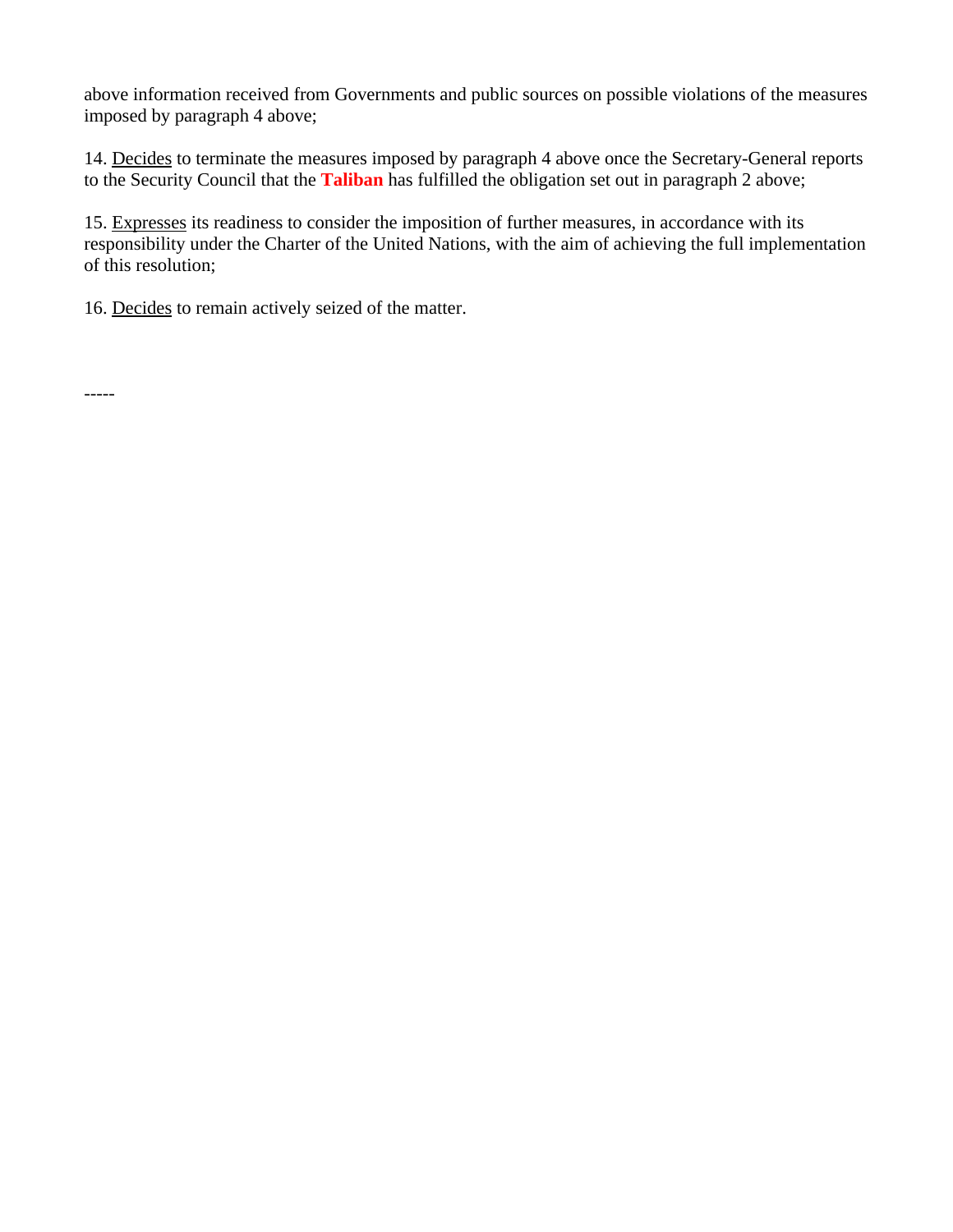above information received from Governments and public sources on possible violations of the measures imposed by paragraph 4 above;

14. Decides to terminate the measures imposed by paragraph 4 above once the Secretary-General reports to the Security Council that the **Taliban** has fulfilled the obligation set out in paragraph 2 above;

15. Expresses its readiness to consider the imposition of further measures, in accordance with its responsibility under the Charter of the United Nations, with the aim of achieving the full implementation of this resolution;

16. Decides to remain actively seized of the matter.

-----